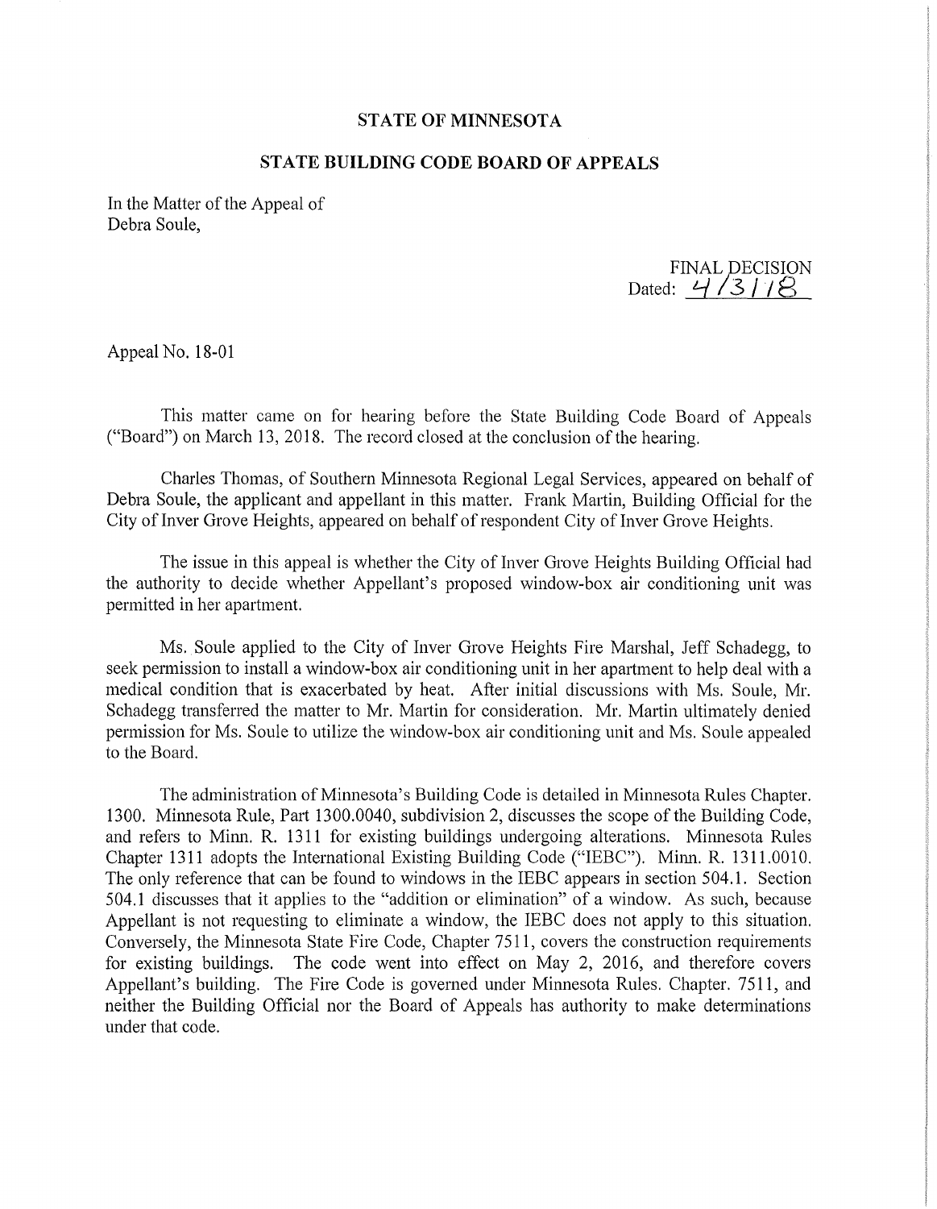**STATE OF MINNESOTA**

**STATE BUILDING CODE BOARD OF APPEALS**

In the Matter of the Appeal of
Debra Soule,

FINAL DECISION
Dated: 4/3/18

Appeal No. 18-01

This matter came on for hearing before the State Building Code Board of Appeals ("Board") on March 13, 2018. The record closed at the conclusion of the hearing.

Charles Thomas, of Southern Minnesota Regional Legal Services, appeared on behalf of Debra Soule, the applicant and appellant in this matter. Frank Martin, Building Official for the City of Inver Grove Heights, appeared on behalf of respondent City of Inver Grove Heights.

The issue in this appeal is whether the City of Inver Grove Heights Building Official had the authority to decide whether Appellant's proposed window-box air conditioning unit was permitted in her apartment.

Ms. Soule applied to the City of Inver Grove Heights Fire Marshal, Jeff Schadegg, to seek permission to install a window-box air conditioning unit in her apartment to help deal with a medical condition that is exacerbated by heat. After initial discussions with Ms. Soule, Mr. Schadegg transferred the matter to Mr. Martin for consideration. Mr. Martin ultimately denied permission for Ms. Soule to utilize the window-box air conditioning unit and Ms. Soule appealed to the Board.

The administration of Minnesota's Building Code is detailed in Minnesota Rules Chapter. 1300. Minnesota Rule, Part 1300.0040, subdivision 2, discusses the scope of the Building Code, and refers to Minn. R. 1311 for existing buildings undergoing alterations. Minnesota Rules Chapter 1311 adopts the International Existing Building Code ("IEBC"). Minn. R. 1311.0010. The only reference that can be found to windows in the IEBC appears in section 504.1. Section 504.1 discusses that it applies to the "addition or elimination" of a window. As such, because Appellant is not requesting to eliminate a window, the IEBC does not apply to this situation. Conversely, the Minnesota State Fire Code, Chapter 7511, covers the construction requirements for existing buildings. The code went into effect on May 2, 2016, and therefore covers Appellant's building. The Fire Code is governed under Minnesota Rules. Chapter. 7511, and neither the Building Official nor the Board of Appeals has authority to make determinations under that code.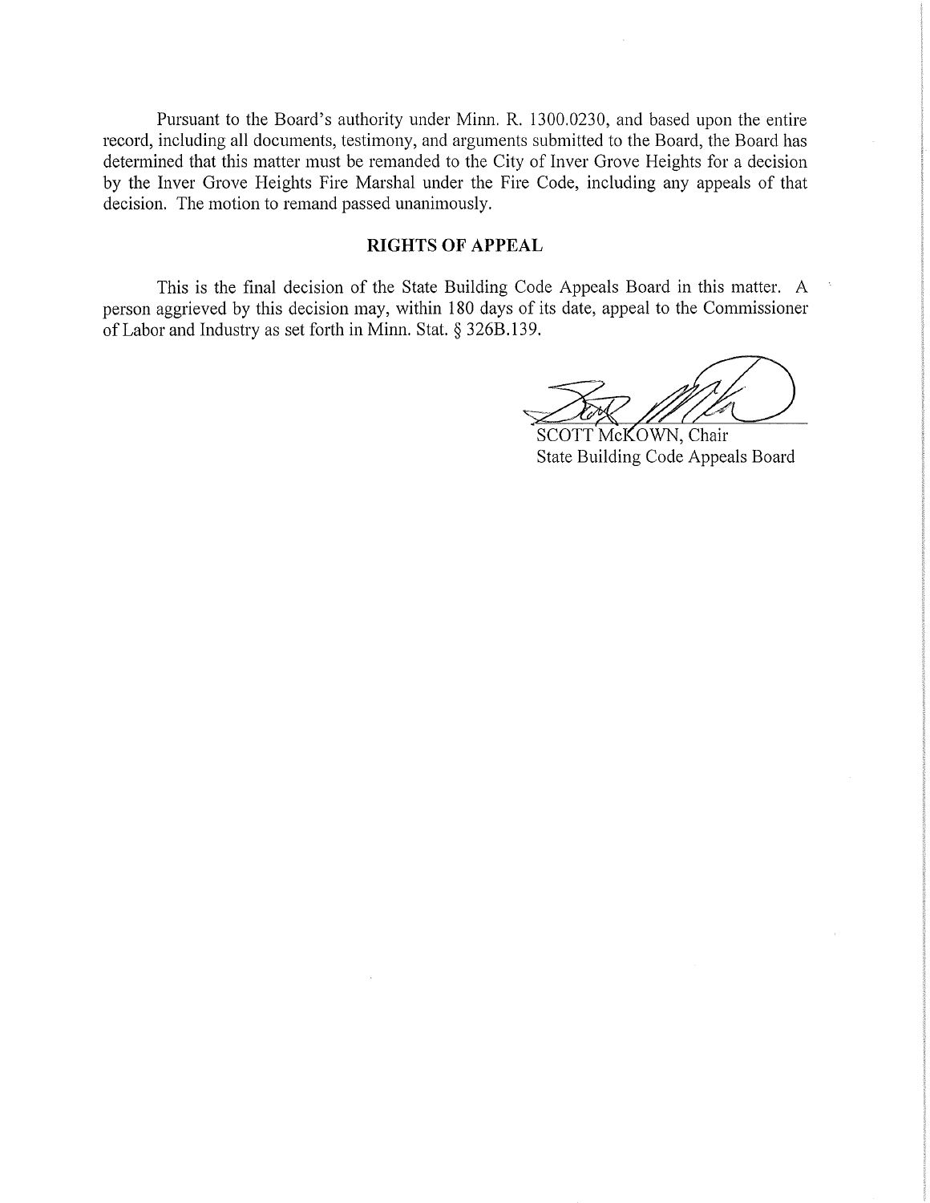Pursuant to the Board's authority under Minn. R. 1300.0230, and based upon the entire record, including all documents, testimony, and arguments submitted to the Board, the Board has determined that this matter must be remanded to the City of Inver Grove Heights for a decision by the Inver Grove Heights Fire Marshal under the Fire Code, including any appeals of that decision. The motion to remand passed unanimously.

## RIGHTS OF APPEAL

This is the final decision of the State Building Code Appeals Board in this matter. A person aggrieved by this decision may, within 180 days of its date, appeal to the Commissioner of Labor and Industry as set forth in Minn. Stat. § 326B.139.

SCOTT McKOWN, Chair
State Building Code Appeals Board